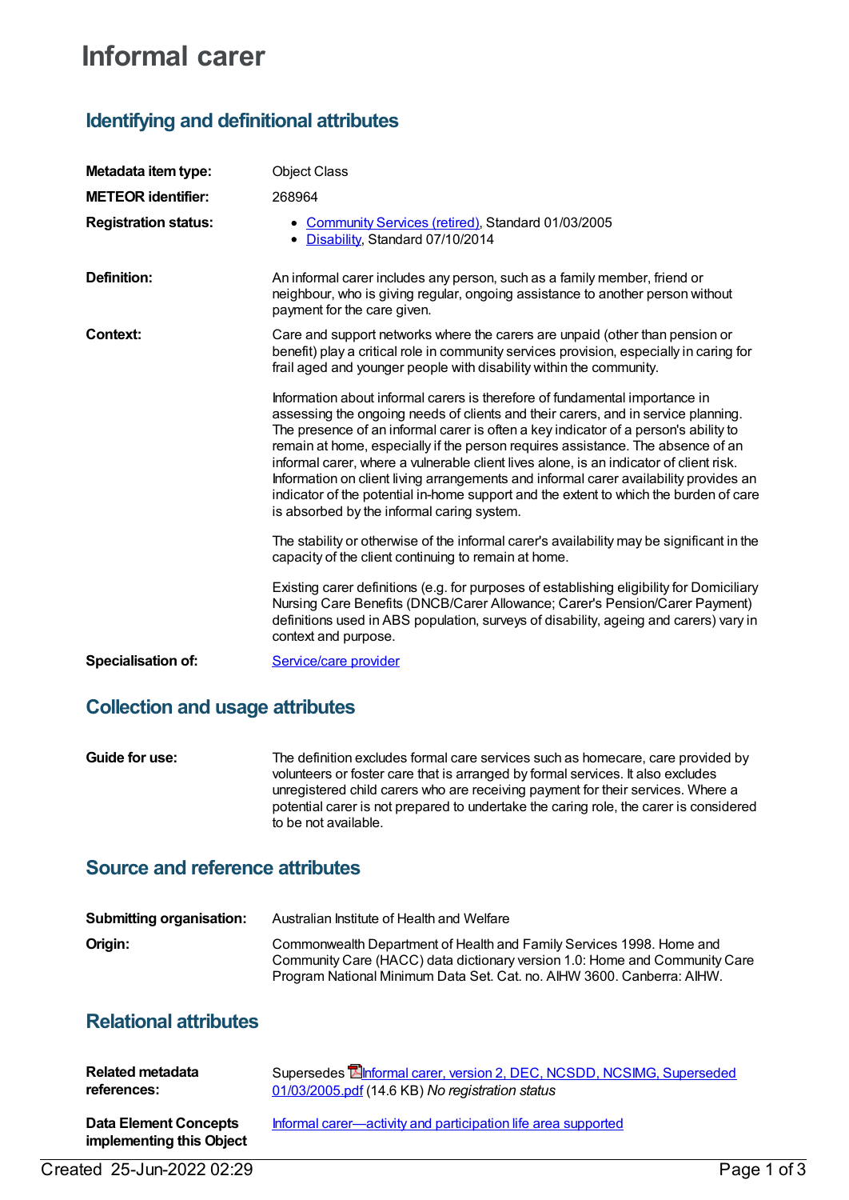# Informal carer

## Identifying and definitional attributes

**Metadata item type:** Object Class

**METEOR identifier:** 268964

**Registration status:**

- Community Services (retired), Standard 01/03/2005
- Disability, Standard 07/10/2014

**Definition:** An informal carer includes any person, such as a family member, friend or neighbour, who is giving regular, ongoing assistance to another person without payment for the care given.

**Context:** Care and support networks where the carers are unpaid (other than pension or benefit) play a critical role in community services provision, especially in caring for frail aged and younger people with disability within the community.

Information about informal carers is therefore of fundamental importance in assessing the ongoing needs of clients and their carers, and in service planning. The presence of an informal carer is often a key indicator of a person's ability to remain at home, especially if the person requires assistance. The absence of an informal carer, where a vulnerable client lives alone, is an indicator of client risk. Information on client living arrangements and informal carer availability provides an indicator of the potential in-home support and the extent to which the burden of care is absorbed by the informal caring system.

The stability or otherwise of the informal carer's availability may be significant in the capacity of the client continuing to remain at home.

Existing carer definitions (e.g. for purposes of establishing eligibility for Domiciliary Nursing Care Benefits (DNCB/Carer Allowance; Carer's Pension/Carer Payment) definitions used in ABS population, surveys of disability, ageing and carers) vary in context and purpose.

**Specialisation of:** Service/care provider

## Collection and usage attributes

**Guide for use:** The definition excludes formal care services such as homecare, care provided by volunteers or foster care that is arranged by formal services. It also excludes unregistered child carers who are receiving payment for their services. Where a potential carer is not prepared to undertake the caring role, the carer is considered to be not available.

## Source and reference attributes

**Submitting organisation:** Australian Institute of Health and Welfare

**Origin:** Commonwealth Department of Health and Family Services 1998. Home and Community Care (HACC) data dictionary version 1.0: Home and Community Care Program National Minimum Data Set. Cat. no. AIHW 3600. Canberra: AIHW.

## Relational attributes

**Related metadata references:** Supersedes Informal carer, version 2, DEC, NCSDD, NCSIMG, Superseded 01/03/2005.pdf (14.6 KB) *No registration status*

**Data Element Concepts implementing this Object** Informal carer—activity and participation life area supported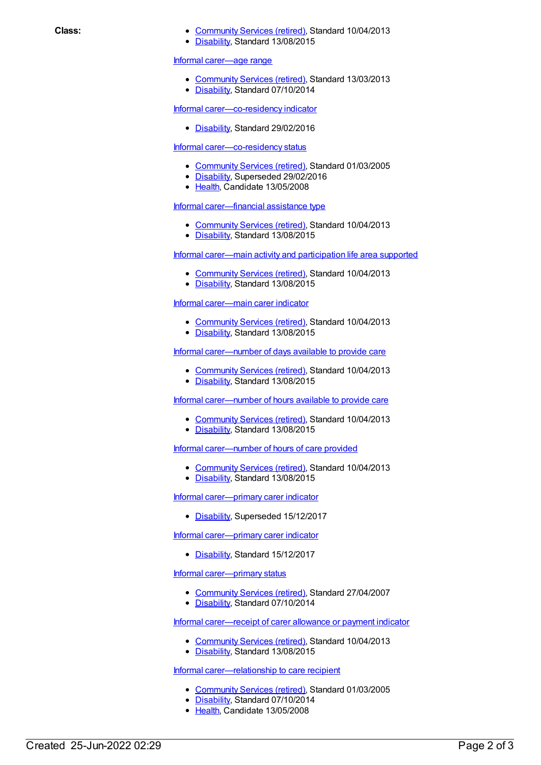**Class:**

- Community Services (retired), Standard 10/04/2013
- Disability, Standard 13/08/2015

Informal carer—age range

- Community Services (retired), Standard 13/03/2013
- Disability, Standard 07/10/2014

Informal carer—co-residency indicator

- Disability, Standard 29/02/2016

Informal carer—co-residency status

- Community Services (retired), Standard 01/03/2005
- Disability, Superseded 29/02/2016
- Health, Candidate 13/05/2008

Informal carer—financial assistance type

- Community Services (retired), Standard 10/04/2013
- Disability, Standard 13/08/2015

Informal carer—main activity and participation life area supported

- Community Services (retired), Standard 10/04/2013
- Disability, Standard 13/08/2015

Informal carer—main carer indicator

- Community Services (retired), Standard 10/04/2013
- Disability, Standard 13/08/2015

Informal carer—number of days available to provide care

- Community Services (retired), Standard 10/04/2013
- Disability, Standard 13/08/2015

Informal carer—number of hours available to provide care

- Community Services (retired), Standard 10/04/2013
- Disability, Standard 13/08/2015

Informal carer—number of hours of care provided

- Community Services (retired), Standard 10/04/2013
- Disability, Standard 13/08/2015

Informal carer—primary carer indicator

- Disability, Superseded 15/12/2017

Informal carer—primary carer indicator

- Disability, Standard 15/12/2017

Informal carer—primary status

- Community Services (retired), Standard 27/04/2007
- Disability, Standard 07/10/2014

Informal carer—receipt of carer allowance or payment indicator

- Community Services (retired), Standard 10/04/2013
- Disability, Standard 13/08/2015

Informal carer—relationship to care recipient

- Community Services (retired), Standard 01/03/2005
- Disability, Standard 07/10/2014
- Health, Candidate 13/05/2008